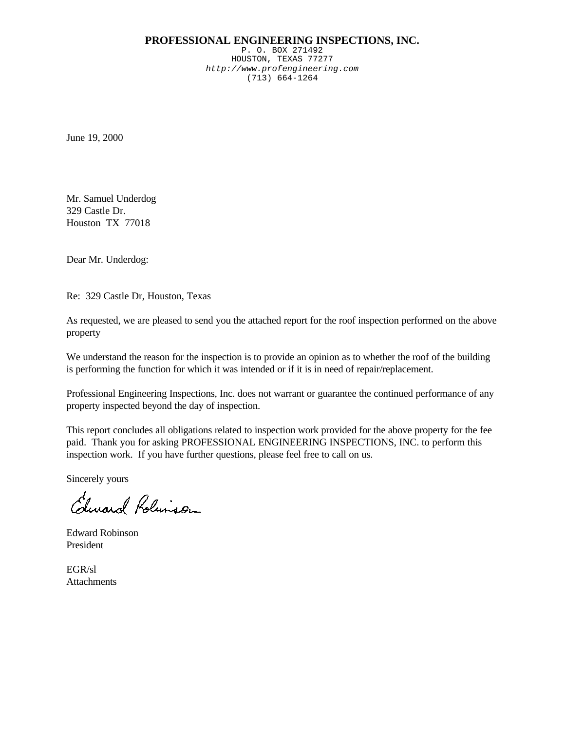**PROFESSIONAL ENGINEERING INSPECTIONS, INC.**
P. O. BOX 271492
HOUSTON, TEXAS 77277
*http://www.profengineering.com*
(713) 664-1264

June 19, 2000

Mr. Samuel Underdog
329 Castle Dr.
Houston TX 77018

Dear Mr. Underdog:

Re: 329 Castle Dr, Houston, Texas

As requested, we are pleased to send you the attached report for the roof inspection performed on the above property

We understand the reason for the inspection is to provide an opinion as to whether the roof of the building is performing the function for which it was intended or if it is in need of repair/replacement.

Professional Engineering Inspections, Inc. does not warrant or guarantee the continued performance of any property inspected beyond the day of inspection.

This report concludes all obligations related to inspection work provided for the above property for the fee paid. Thank you for asking PROFESSIONAL ENGINEERING INSPECTIONS, INC. to perform this inspection work. If you have further questions, please feel free to call on us.

Sincerely yours

Edward Robinson

Edward Robinson
President

EGR/sl
Attachments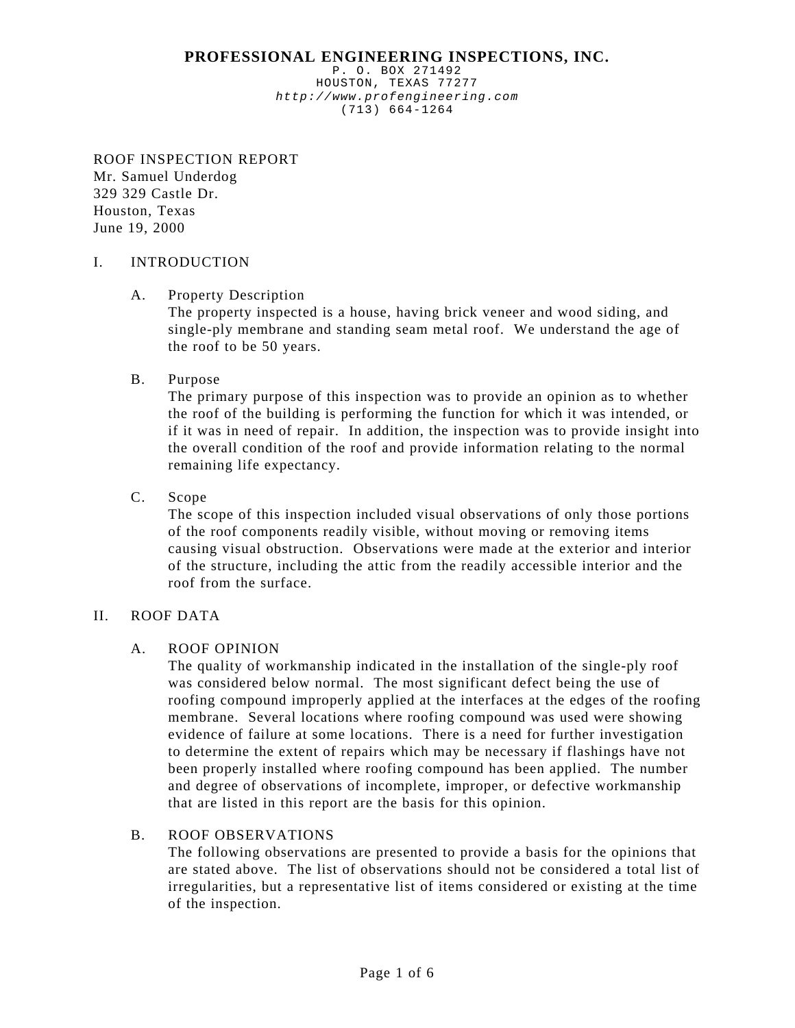**PROFESSIONAL ENGINEERING INSPECTIONS, INC.**
P. O. BOX 271492
HOUSTON, TEXAS 77277
*http://www.profengineering.com*
(713) 664-1264

ROOF INSPECTION REPORT
Mr. Samuel Underdog
329 329 Castle Dr.
Houston, Texas
June 19, 2000

## I. INTRODUCTION

### A. Property Description

The property inspected is a house, having brick veneer and wood siding, and single-ply membrane and standing seam metal roof. We understand the age of the roof to be 50 years.

### B. Purpose

The primary purpose of this inspection was to provide an opinion as to whether the roof of the building is performing the function for which it was intended, or if it was in need of repair. In addition, the inspection was to provide insight into the overall condition of the roof and provide information relating to the normal remaining life expectancy.

### C. Scope

The scope of this inspection included visual observations of only those portions of the roof components readily visible, without moving or removing items causing visual obstruction. Observations were made at the exterior and interior of the structure, including the attic from the readily accessible interior and the roof from the surface.

## II. ROOF DATA

### A. ROOF OPINION

The quality of workmanship indicated in the installation of the single-ply roof was considered below normal. The most significant defect being the use of roofing compound improperly applied at the interfaces at the edges of the roofing membrane. Several locations where roofing compound was used were showing evidence of failure at some locations. There is a need for further investigation to determine the extent of repairs which may be necessary if flashings have not been properly installed where roofing compound has been applied. The number and degree of observations of incomplete, improper, or defective workmanship that are listed in this report are the basis for this opinion.

### B. ROOF OBSERVATIONS

The following observations are presented to provide a basis for the opinions that are stated above. The list of observations should not be considered a total list of irregularities, but a representative list of items considered or existing at the time of the inspection.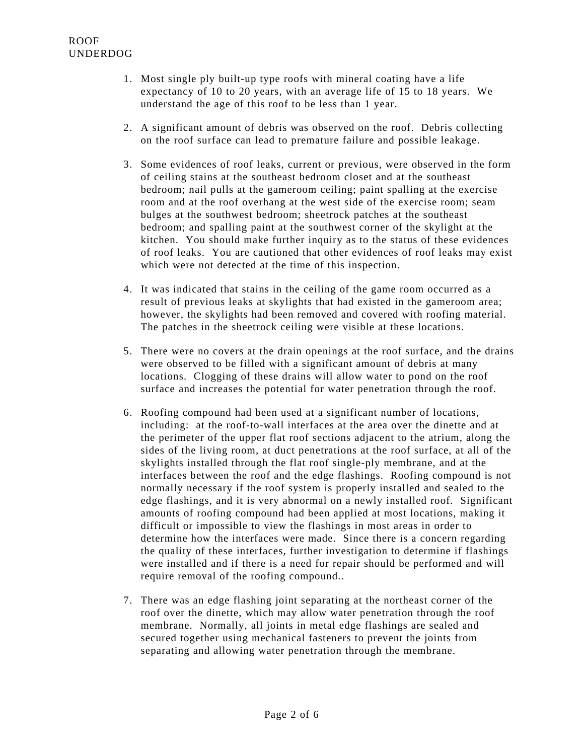ROOF
UNDERDOG

1. Most single ply built-up type roofs with mineral coating have a life expectancy of 10 to 20 years, with an average life of 15 to 18 years. We understand the age of this roof to be less than 1 year.

2. A significant amount of debris was observed on the roof. Debris collecting on the roof surface can lead to premature failure and possible leakage.

3. Some evidences of roof leaks, current or previous, were observed in the form of ceiling stains at the southeast bedroom closet and at the southeast bedroom; nail pulls at the gameroom ceiling; paint spalling at the exercise room and at the roof overhang at the west side of the exercise room; seam bulges at the southwest bedroom; sheetrock patches at the southeast bedroom; and spalling paint at the southwest corner of the skylight at the kitchen. You should make further inquiry as to the status of these evidences of roof leaks. You are cautioned that other evidences of roof leaks may exist which were not detected at the time of this inspection.

4. It was indicated that stains in the ceiling of the game room occurred as a result of previous leaks at skylights that had existed in the gameroom area; however, the skylights had been removed and covered with roofing material. The patches in the sheetrock ceiling were visible at these locations.

5. There were no covers at the drain openings at the roof surface, and the drains were observed to be filled with a significant amount of debris at many locations. Clogging of these drains will allow water to pond on the roof surface and increases the potential for water penetration through the roof.

6. Roofing compound had been used at a significant number of locations, including: at the roof-to-wall interfaces at the area over the dinette and at the perimeter of the upper flat roof sections adjacent to the atrium, along the sides of the living room, at duct penetrations at the roof surface, at all of the skylights installed through the flat roof single-ply membrane, and at the interfaces between the roof and the edge flashings. Roofing compound is not normally necessary if the roof system is properly installed and sealed to the edge flashings, and it is very abnormal on a newly installed roof. Significant amounts of roofing compound had been applied at most locations, making it difficult or impossible to view the flashings in most areas in order to determine how the interfaces were made. Since there is a concern regarding the quality of these interfaces, further investigation to determine if flashings were installed and if there is a need for repair should be performed and will require removal of the roofing compound..

7. There was an edge flashing joint separating at the northeast corner of the roof over the dinette, which may allow water penetration through the roof membrane. Normally, all joints in metal edge flashings are sealed and secured together using mechanical fasteners to prevent the joints from separating and allowing water penetration through the membrane.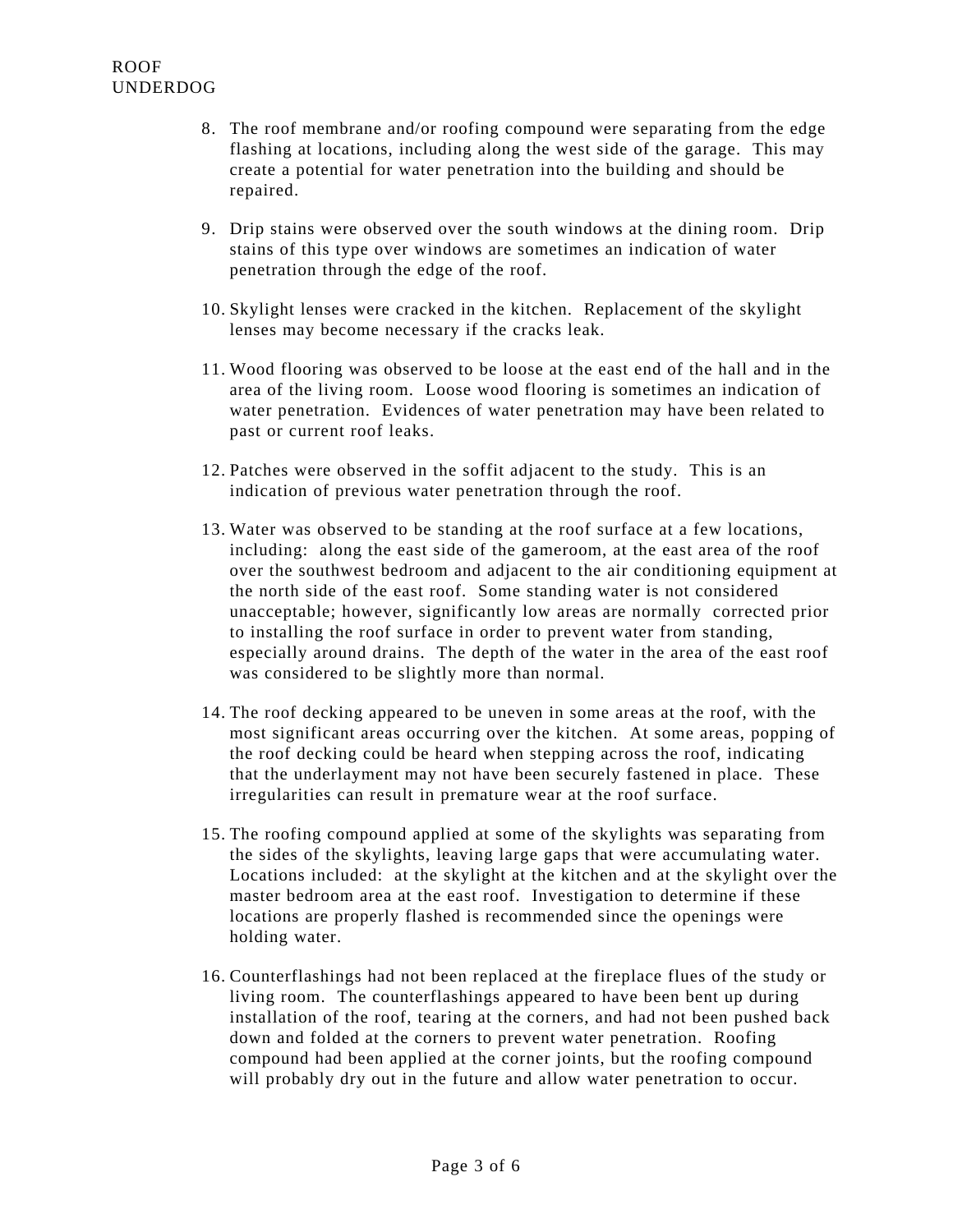8. The roof membrane and/or roofing compound were separating from the edge flashing at locations, including along the west side of the garage. This may create a potential for water penetration into the building and should be repaired.

9. Drip stains were observed over the south windows at the dining room. Drip stains of this type over windows are sometimes an indication of water penetration through the edge of the roof.

10. Skylight lenses were cracked in the kitchen. Replacement of the skylight lenses may become necessary if the cracks leak.

11. Wood flooring was observed to be loose at the east end of the hall and in the area of the living room. Loose wood flooring is sometimes an indication of water penetration. Evidences of water penetration may have been related to past or current roof leaks.

12. Patches were observed in the soffit adjacent to the study. This is an indication of previous water penetration through the roof.

13. Water was observed to be standing at the roof surface at a few locations, including: along the east side of the gameroom, at the east area of the roof over the southwest bedroom and adjacent to the air conditioning equipment at the north side of the east roof. Some standing water is not considered unacceptable; however, significantly low areas are normally corrected prior to installing the roof surface in order to prevent water from standing, especially around drains. The depth of the water in the area of the east roof was considered to be slightly more than normal.

14. The roof decking appeared to be uneven in some areas at the roof, with the most significant areas occurring over the kitchen. At some areas, popping of the roof decking could be heard when stepping across the roof, indicating that the underlayment may not have been securely fastened in place. These irregularities can result in premature wear at the roof surface.

15. The roofing compound applied at some of the skylights was separating from the sides of the skylights, leaving large gaps that were accumulating water. Locations included: at the skylight at the kitchen and at the skylight over the master bedroom area at the east roof. Investigation to determine if these locations are properly flashed is recommended since the openings were holding water.

16. Counterflashings had not been replaced at the fireplace flues of the study or living room. The counterflashings appeared to have been bent up during installation of the roof, tearing at the corners, and had not been pushed back down and folded at the corners to prevent water penetration. Roofing compound had been applied at the corner joints, but the roofing compound will probably dry out in the future and allow water penetration to occur.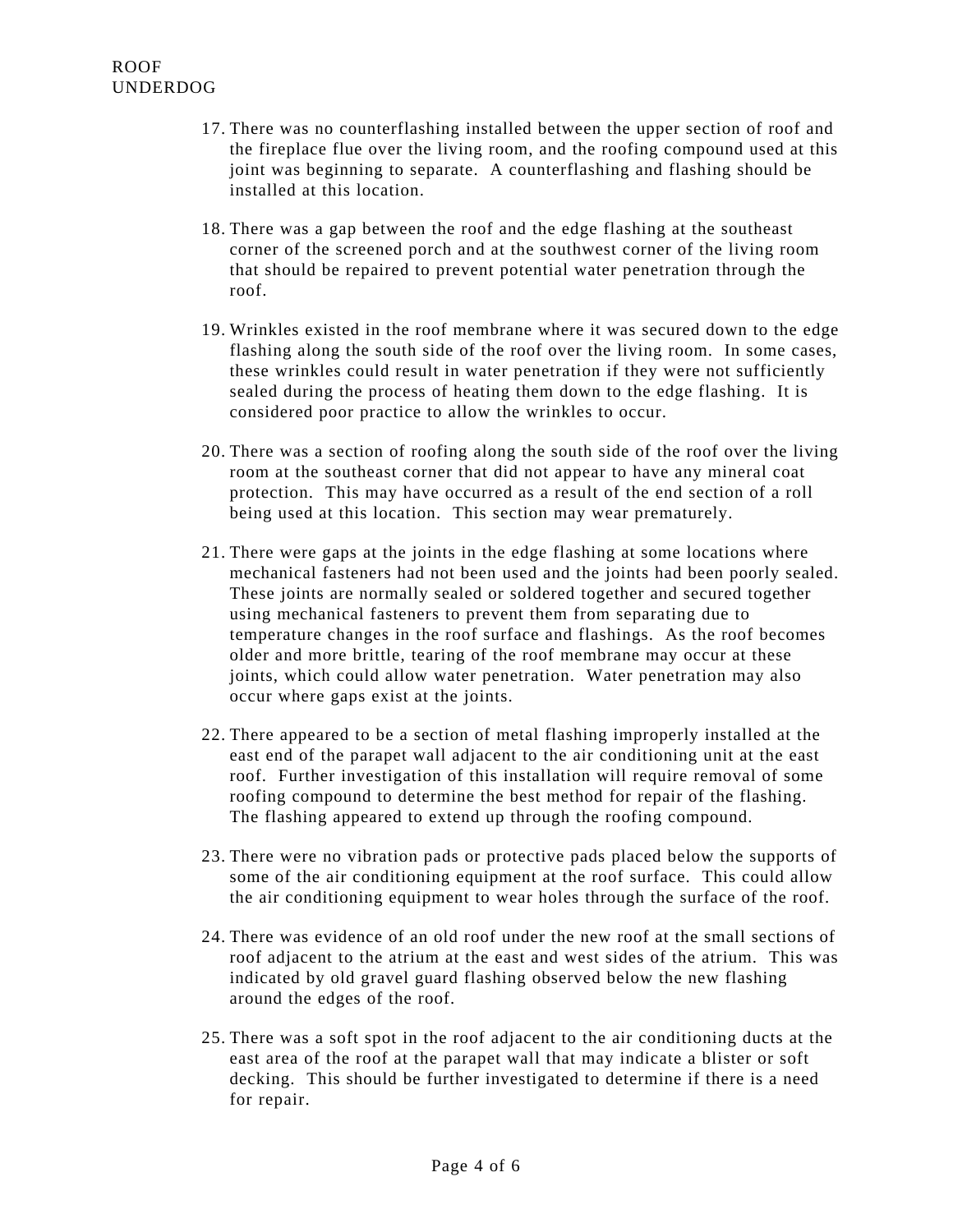17. There was no counterflashing installed between the upper section of roof and the fireplace flue over the living room, and the roofing compound used at this joint was beginning to separate. A counterflashing and flashing should be installed at this location.

18. There was a gap between the roof and the edge flashing at the southeast corner of the screened porch and at the southwest corner of the living room that should be repaired to prevent potential water penetration through the roof.

19. Wrinkles existed in the roof membrane where it was secured down to the edge flashing along the south side of the roof over the living room. In some cases, these wrinkles could result in water penetration if they were not sufficiently sealed during the process of heating them down to the edge flashing. It is considered poor practice to allow the wrinkles to occur.

20. There was a section of roofing along the south side of the roof over the living room at the southeast corner that did not appear to have any mineral coat protection. This may have occurred as a result of the end section of a roll being used at this location. This section may wear prematurely.

21. There were gaps at the joints in the edge flashing at some locations where mechanical fasteners had not been used and the joints had been poorly sealed. These joints are normally sealed or soldered together and secured together using mechanical fasteners to prevent them from separating due to temperature changes in the roof surface and flashings. As the roof becomes older and more brittle, tearing of the roof membrane may occur at these joints, which could allow water penetration. Water penetration may also occur where gaps exist at the joints.

22. There appeared to be a section of metal flashing improperly installed at the east end of the parapet wall adjacent to the air conditioning unit at the east roof. Further investigation of this installation will require removal of some roofing compound to determine the best method for repair of the flashing. The flashing appeared to extend up through the roofing compound.

23. There were no vibration pads or protective pads placed below the supports of some of the air conditioning equipment at the roof surface. This could allow the air conditioning equipment to wear holes through the surface of the roof.

24. There was evidence of an old roof under the new roof at the small sections of roof adjacent to the atrium at the east and west sides of the atrium. This was indicated by old gravel guard flashing observed below the new flashing around the edges of the roof.

25. There was a soft spot in the roof adjacent to the air conditioning ducts at the east area of the roof at the parapet wall that may indicate a blister or soft decking. This should be further investigated to determine if there is a need for repair.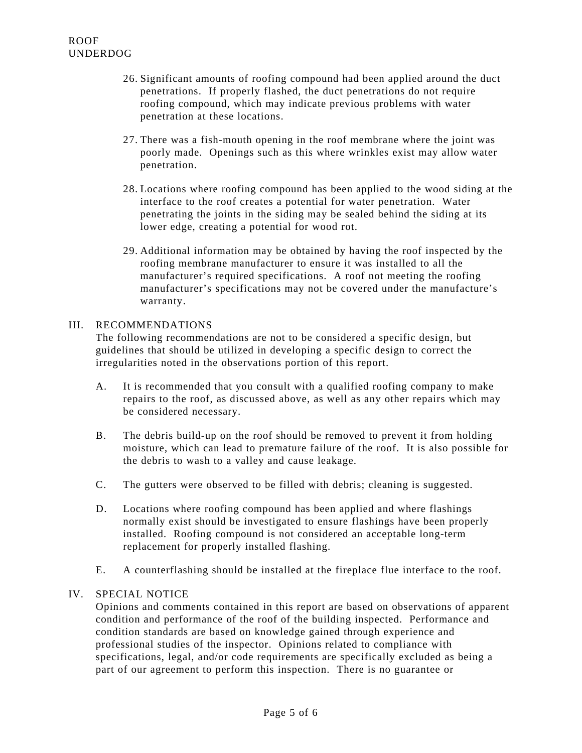26. Significant amounts of roofing compound had been applied around the duct penetrations. If properly flashed, the duct penetrations do not require roofing compound, which may indicate previous problems with water penetration at these locations.

27. There was a fish-mouth opening in the roof membrane where the joint was poorly made. Openings such as this where wrinkles exist may allow water penetration.

28. Locations where roofing compound has been applied to the wood siding at the interface to the roof creates a potential for water penetration. Water penetrating the joints in the siding may be sealed behind the siding at its lower edge, creating a potential for wood rot.

29. Additional information may be obtained by having the roof inspected by the roofing membrane manufacturer to ensure it was installed to all the manufacturer's required specifications. A roof not meeting the roofing manufacturer's specifications may not be covered under the manufacture's warranty.

## III. RECOMMENDATIONS

The following recommendations are not to be considered a specific design, but guidelines that should be utilized in developing a specific design to correct the irregularities noted in the observations portion of this report.

A. It is recommended that you consult with a qualified roofing company to make repairs to the roof, as discussed above, as well as any other repairs which may be considered necessary.

B. The debris build-up on the roof should be removed to prevent it from holding moisture, which can lead to premature failure of the roof. It is also possible for the debris to wash to a valley and cause leakage.

C. The gutters were observed to be filled with debris; cleaning is suggested.

D. Locations where roofing compound has been applied and where flashings normally exist should be investigated to ensure flashings have been properly installed. Roofing compound is not considered an acceptable long-term replacement for properly installed flashing.

E. A counterflashing should be installed at the fireplace flue interface to the roof.

## IV. SPECIAL NOTICE

Opinions and comments contained in this report are based on observations of apparent condition and performance of the roof of the building inspected. Performance and condition standards are based on knowledge gained through experience and professional studies of the inspector. Opinions related to compliance with specifications, legal, and/or code requirements are specifically excluded as being a part of our agreement to perform this inspection. There is no guarantee or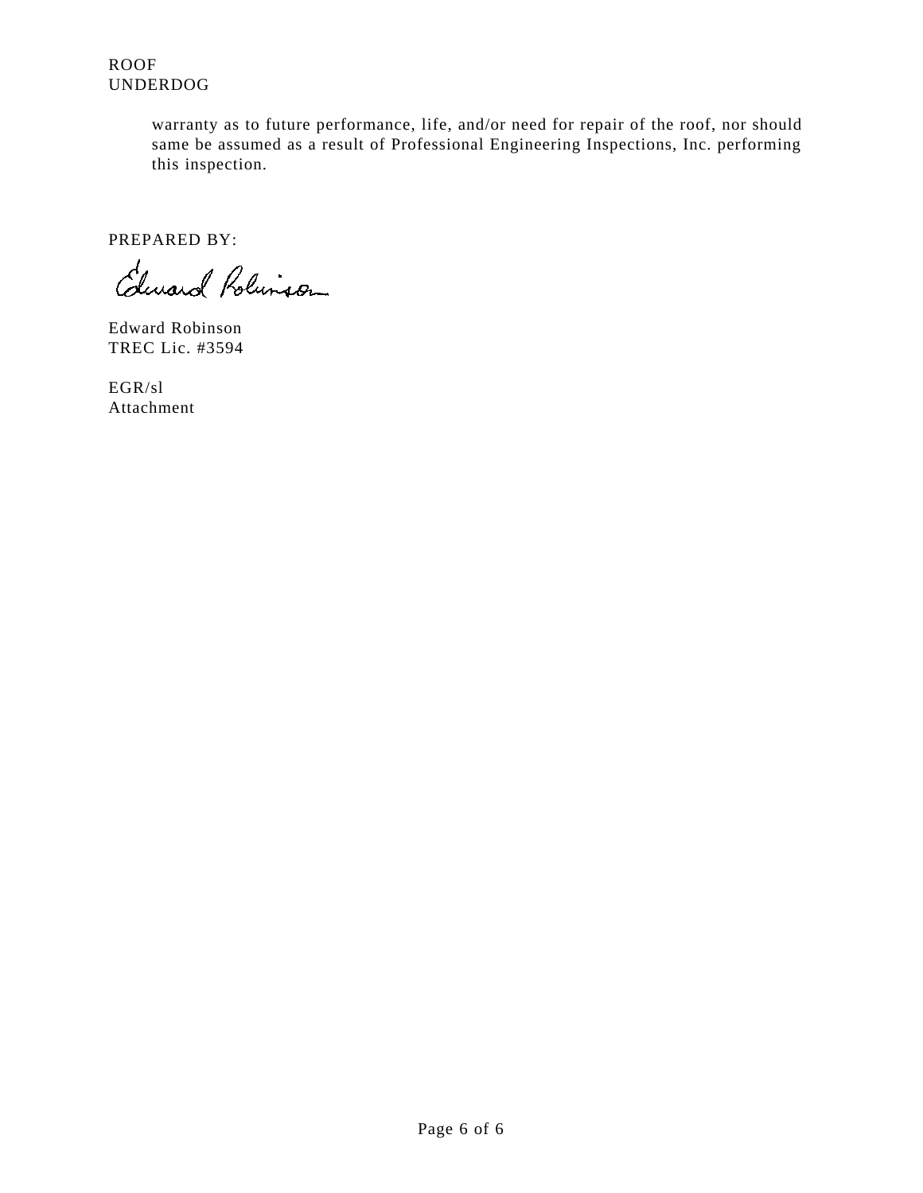warranty as to future performance, life, and/or need for repair of the roof, nor should same be assumed as a result of Professional Engineering Inspections, Inc. performing this inspection.

PREPARED BY:

Edward Robinson

Edward Robinson
TREC Lic. #3594

EGR/sl
Attachment